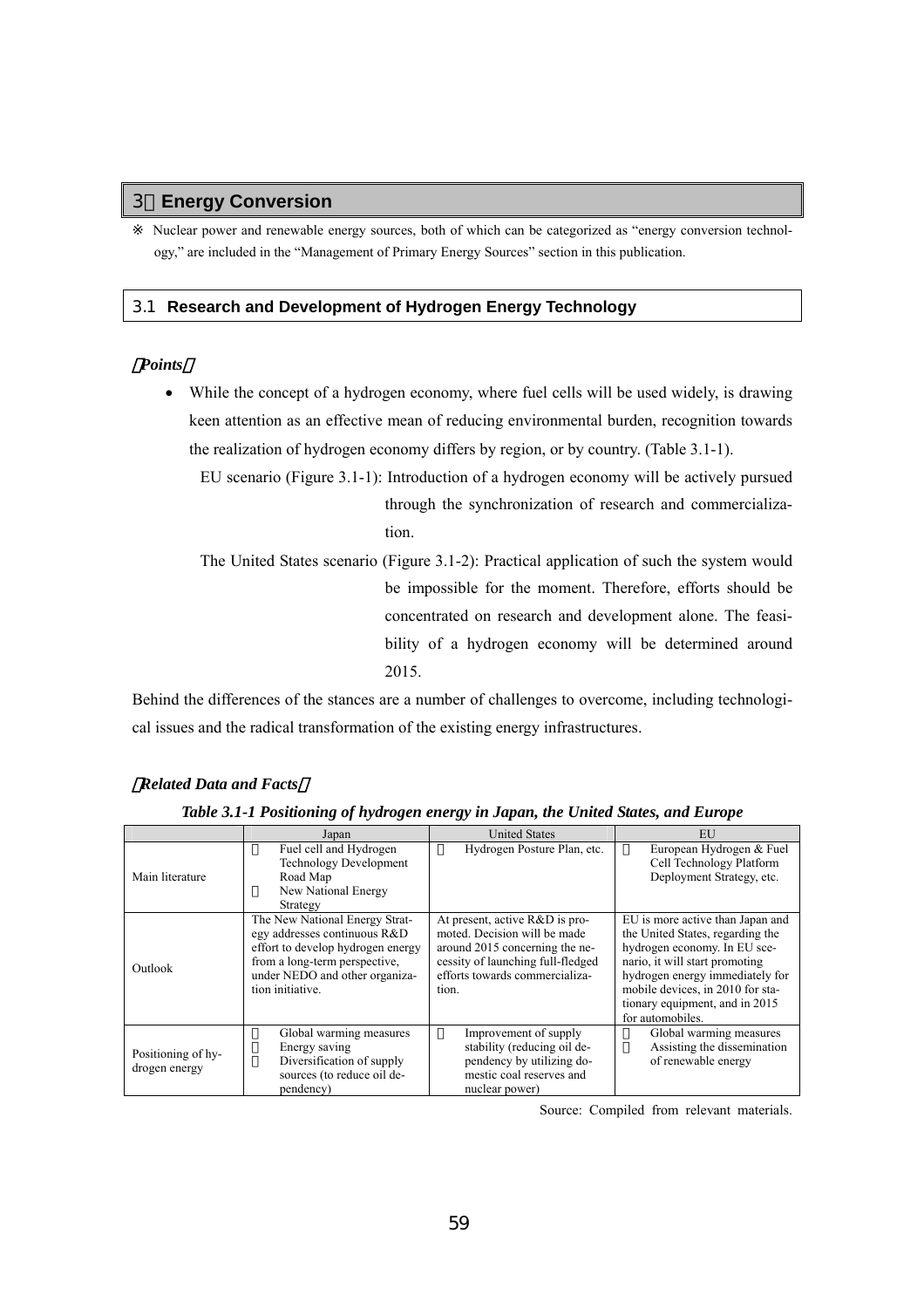## 3．Energy Conversion

※ Nuclear power and renewable energy sources, both of which can be categorized as "energy conversion technology," are included in the "Management of Primary Energy Sources" section in this publication.

### 3.1 Research and Development of Hydrogen Energy Technology

*Points*

- While the concept of a hydrogen economy, where fuel cells will be used widely, is drawing keen attention as an effective mean of reducing environmental burden, recognition towards the realization of hydrogen economy differs by region, or by country. (Table 3.1-1).

  EU scenario (Figure 3.1-1): Introduction of a hydrogen economy will be actively pursued through the synchronization of research and commercialization.

  The United States scenario (Figure 3.1-2): Practical application of such the system would be impossible for the moment. Therefore, efforts should be concentrated on research and development alone. The feasibility of a hydrogen economy will be determined around 2015.

Behind the differences of the stances are a number of challenges to overcome, including technological issues and the radical transformation of the existing energy infrastructures.

*Related Data and Facts*

***Table 3.1-1 Positioning of hydrogen energy in Japan, the United States, and Europe***

| | Japan | United States | EU |
|---|---|---|---|
| Main literature | Fuel cell and Hydrogen Technology Development Road Map<br>New National Energy Strategy | Hydrogen Posture Plan, etc. | European Hydrogen & Fuel Cell Technology Platform Deployment Strategy, etc. |
| Outlook | The New National Energy Strategy addresses continuous R&D effort to develop hydrogen energy from a long-term perspective, under NEDO and other organization initiative. | At present, active R&D is promoted. Decision will be made around 2015 concerning the necessity of launching full-fledged efforts towards commercialization. | EU is more active than Japan and the United States, regarding the hydrogen economy. In EU scenario, it will start promoting hydrogen energy immediately for mobile devices, in 2010 for stationary equipment, and in 2015 for automobiles. |
| Positioning of hydrogen energy | Global warming measures<br>Energy saving<br>Diversification of supply sources (to reduce oil dependency) | Improvement of supply stability (reducing oil dependency by utilizing domestic coal reserves and nuclear power) | Global warming measures<br>Assisting the dissemination of renewable energy |

Source: Compiled from relevant materials.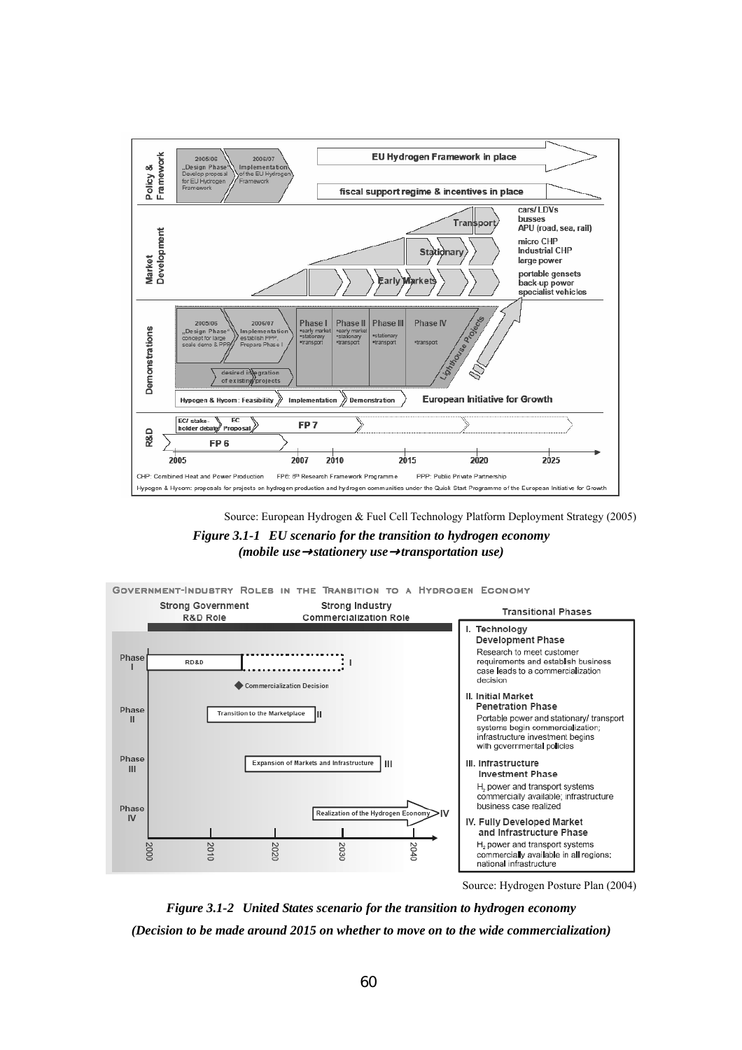Policy & Framework

2005/06 „Design Phase" Develop proposal for EU Hydrogen Framework

2006/07 Implementation of the EU Hydrogen Framework

EU Hydrogen Framework in place

fiscal support regime & incentives in place

Market Development

Transport

Stationary

Early Markets

cars/ LDVs
busses
APU (road, sea, rail)

micro CHP
Industrial CHP
large power

portable gensets
back-up power
specialist vehicles

Demonstrations

2005/06 „Design Phase" concept for large scale demo & PPP

2006/07 Implementation establish PPP, Prepare Phase I

Phase I •early market •stationary •transport

Phase II •early market •stationary •transport

Phase III •stationary •transport

Phase IV •transport

Lighthouse Projects

desired integration of existing projects

Hypogen & Hycom : Feasibility

Implementation

Demonstration

European Initiative for Growth

R&D

EC/ stake-holder debate

EC Proposal

FP 7

FP 6

2005 2007 2010 2015 2020 2025

CHP: Combined Heat and Power Production FP6: 6th Research Framework Programme PPP: Public Private Partnership

Hypogen & Hycom: proposals for projects on hydrogen production and hydrogen communities under the Quick Start Programme of the European Initiative for Growth

Source: European Hydrogen & Fuel Cell Technology Platform Deployment Strategy (2005)

***Figure 3.1-1 EU scenario for the transition to hydrogen economy (mobile use→stationery use→transportation use)***

GOVERNMENT-INDUSTRY ROLES IN THE TRANSITION TO A HYDROGEN ECONOMY

Strong Government R&D Role

Strong Industry Commercialization Role

Phase I

RD&D

I

Commercialization Decision

Phase II

Transition to the Marketplace

II

Phase III

Expansion of Markets and Infrastructure

III

Phase IV

Realization of the Hydrogen Economy

IV

2000 2010 2020 2030 2040

Transitional Phases

I. Technology Development Phase
Research to meet customer requirements and establish business case leads to a commercialization decision

II. Initial Market Penetration Phase
Portable power and stationary/ transport systems begin commercialization; infrastructure investment begins with governmental policies

III. Infrastructure Investment Phase
$H_2$ power and transport systems commercially available; infrastructure business case realized

IV. Fully Developed Market and Infrastructure Phase
$H_2$ power and transport systems commercially available in all regions; national infrastructure

Source: Hydrogen Posture Plan (2004)

***Figure 3.1-2 United States scenario for the transition to hydrogen economy***

***(Decision to be made around 2015 on whether to move on to the wide commercialization)***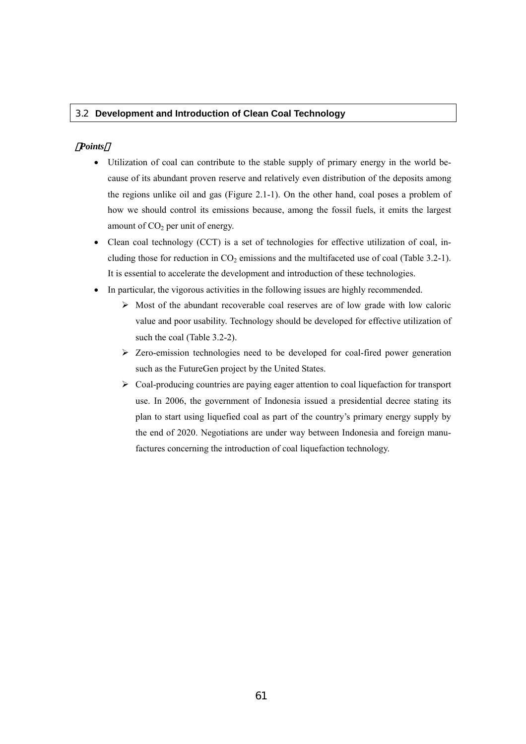## 3.2 Development and Introduction of Clean Coal Technology

【*Points*】

- Utilization of coal can contribute to the stable supply of primary energy in the world because of its abundant proven reserve and relatively even distribution of the deposits among the regions unlike oil and gas (Figure 2.1-1). On the other hand, coal poses a problem of how we should control its emissions because, among the fossil fuels, it emits the largest amount of $CO_2$ per unit of energy.
- Clean coal technology (CCT) is a set of technologies for effective utilization of coal, including those for reduction in $CO_2$ emissions and the multifaceted use of coal (Table 3.2-1). It is essential to accelerate the development and introduction of these technologies.
- In particular, the vigorous activities in the following issues are highly recommended.
  - Most of the abundant recoverable coal reserves are of low grade with low caloric value and poor usability. Technology should be developed for effective utilization of such the coal (Table 3.2-2).
  - Zero-emission technologies need to be developed for coal-fired power generation such as the FutureGen project by the United States.
  - Coal-producing countries are paying eager attention to coal liquefaction for transport use. In 2006, the government of Indonesia issued a presidential decree stating its plan to start using liquefied coal as part of the country's primary energy supply by the end of 2020. Negotiations are under way between Indonesia and foreign manufactures concerning the introduction of coal liquefaction technology.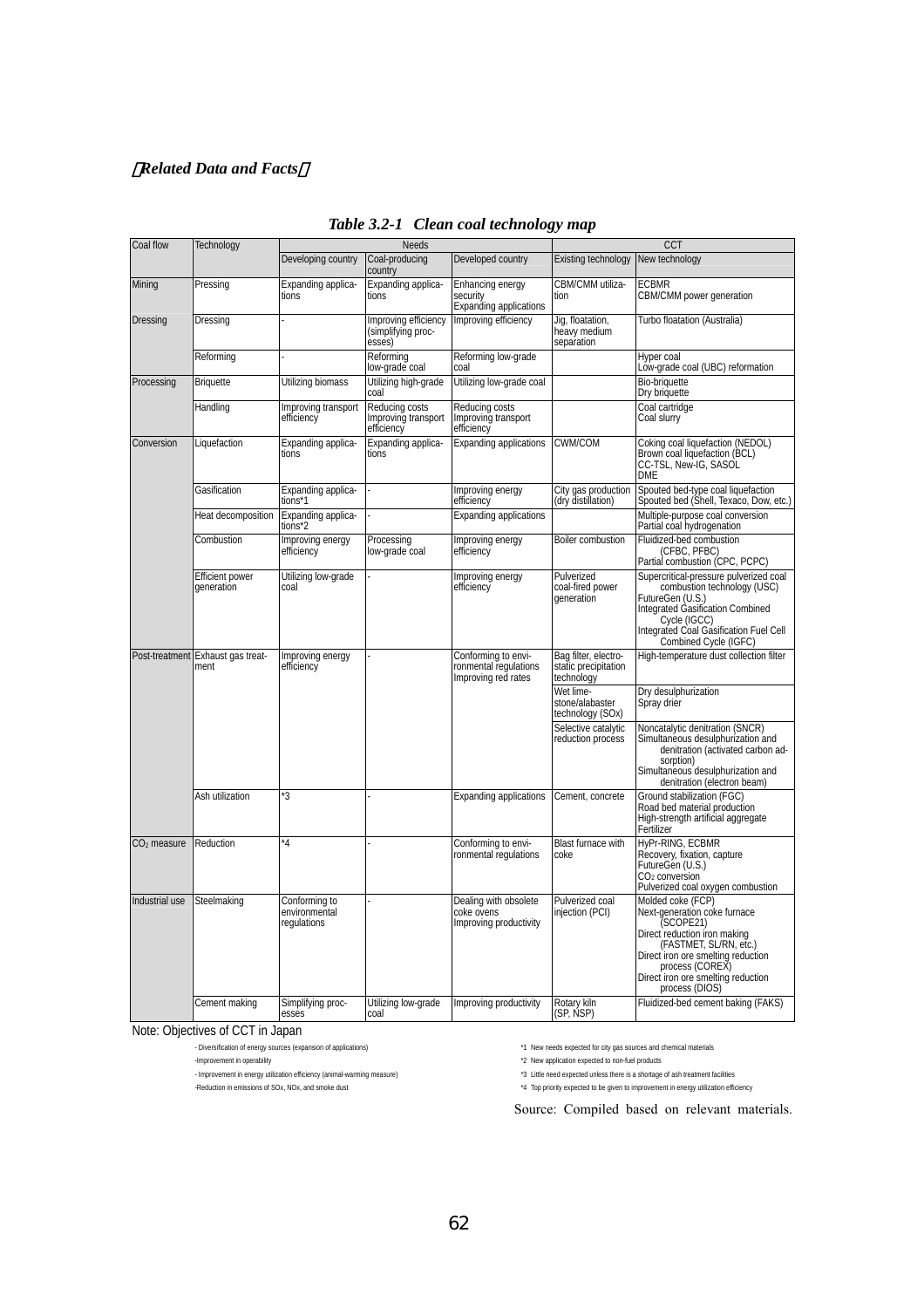【Related Data and Facts】

**Table 3.2-1 Clean coal technology map**

| Coal flow | Technology | Needs | | | CCT | |
|---|---|---|---|---|---|---|
| | | Developing country | Coal-producing country | Developed country | Existing technology | New technology |
| Mining | Pressing | Expanding applications | Expanding applications | Enhancing energy security<br>Expanding applications | CBM/CMM utilization | ECBMR<br>CBM/CMM power generation |
| Dressing | Dressing | - | Improving efficiency (simplifying processes) | Improving efficiency | Jig, floatation, heavy medium separation | Turbo floatation (Australia) |
| | Reforming | - | Reforming low-grade coal | Reforming low-grade coal | | Hyper coal<br>Low-grade coal (UBC) reformation |
| Processing | Briquette | Utilizing biomass | Utilizing high-grade coal | Utilizing low-grade coal | | Bio-briquette<br>Dry briquette |
| | Handling | Improving transport efficiency | Reducing costs<br>Improving transport efficiency | Reducing costs<br>Improving transport efficiency | | Coal cartridge<br>Coal slurry |
| Conversion | Liquefaction | Expanding applications | Expanding applications | Expanding applications | CWM/COM | Coking coal liquefaction (NEDOL)<br>Brown coal liquefaction (BCL)<br>CC-TSL, New-IG, SASOL<br>DME |
| | Gasification | Expanding applications*1 | - | Improving energy efficiency | City gas production (dry distillation) | Spouted bed-type coal liquefaction<br>Spouted bed (Shell, Texaco, Dow, etc.) |
| | Heat decomposition | Expanding applications*2 | - | Expanding applications | | Multiple-purpose coal conversion<br>Partial coal hydrogenation |
| | Combustion | Improving energy efficiency | Processing low-grade coal | Improving energy efficiency | Boiler combustion | Fluidized-bed combustion (CFBC, PFBC)<br>Partial combustion (CPC, PCPC) |
| | Efficient power generation | Utilizing low-grade coal | - | Improving energy efficiency | Pulverized coal-fired power generation | Supercritical-pressure pulverized coal combustion technology (USC)<br>FutureGen (U.S.)<br>Integrated Gasification Combined Cycle (IGCC)<br>Integrated Coal Gasification Fuel Cell Combined Cycle (IGFC) |
| Post-treatment | Exhaust gas treatment | Improving energy efficiency | - | Conforming to environmental regulations<br>Improving red rates | Bag filter, electrostatic precipitation technology | High-temperature dust collection filter |
| | | | | | Wet limestone/alabaster technology (SOx) | Dry desulphurization<br>Spray drier |
| | | | | | Selective catalytic reduction process | Noncatalytic denitration (SNCR)<br>Simultaneous desulphurization and denitration (activated carbon adsorption)<br>Simultaneous desulphurization and denitration (electron beam) |
| | Ash utilization | *3 | - | Expanding applications | Cement, concrete | Ground stabilization (FGC)<br>Road bed material production<br>High-strength artificial aggregate<br>Fertilizer |
| $CO_2$ measure | Reduction | *4 | - | Conforming to environmental regulations | Blast furnace with coke | HyPr-RING, ECBMR<br>Recovery, fixation, capture<br>FutureGen (U.S.)<br>$CO_2$ conversion<br>Pulverized coal oxygen combustion |
| Industrial use | Steelmaking | Conforming to environmental regulations | - | Dealing with obsolete coke ovens<br>Improving productivity | Pulverized coal injection (PCI) | Molded coke (FCP)<br>Next-generation coke furnace (SCOPE21)<br>Direct reduction iron making (FASTMET, SL/RN, etc.)<br>Direct iron ore smelting reduction process (COREX)<br>Direct iron ore smelting reduction process (DIOS) |
| | Cement making | Simplifying processes | Utilizing low-grade coal | Improving productivity | Rotary kiln (SP, NSP) | Fluidized-bed cement baking (FAKS) |

Note: Objectives of CCT in Japan

- Diversification of energy sources (expansion of applications)
- Improvement in operability
- Improvement in energy utilization efficiency (animal-warming measure)
- Reduction in emissions of SOx, NOx, and smoke dust

*1 New needs expected for city gas sources and chemical materials
*2 New application expected to non-fuel products
*3 Little need expected unless there is a shortage of ash treatment facilities
*4 Top priority expected to be given to improvement in energy utilization efficiency

Source: Compiled based on relevant materials.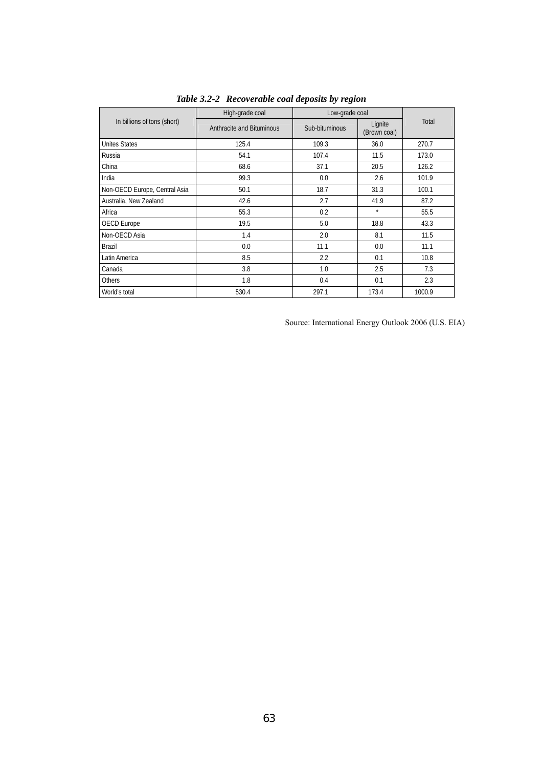*Table 3.2-2 Recoverable coal deposits by region*

| In billions of tons (short) | High-grade coal | Low-grade coal | | Total |
|---|---|---|---|---|
| | Anthracite and Bituminous | Sub-bituminous | Lignite (Brown coal) | |
| Unites States | 125.4 | 109.3 | 36.0 | 270.7 |
| Russia | 54.1 | 107.4 | 11.5 | 173.0 |
| China | 68.6 | 37.1 | 20.5 | 126.2 |
| India | 99.3 | 0.0 | 2.6 | 101.9 |
| Non-OECD Europe, Central Asia | 50.1 | 18.7 | 31.3 | 100.1 |
| Australia, New Zealand | 42.6 | 2.7 | 41.9 | 87.2 |
| Africa | 55.3 | 0.2 | * | 55.5 |
| OECD Europe | 19.5 | 5.0 | 18.8 | 43.3 |
| Non-OECD Asia | 1.4 | 2.0 | 8.1 | 11.5 |
| Brazil | 0.0 | 11.1 | 0.0 | 11.1 |
| Latin America | 8.5 | 2.2 | 0.1 | 10.8 |
| Canada | 3.8 | 1.0 | 2.5 | 7.3 |
| Others | 1.8 | 0.4 | 0.1 | 2.3 |
| World's total | 530.4 | 297.1 | 173.4 | 1000.9 |

Source: International Energy Outlook 2006 (U.S. EIA)